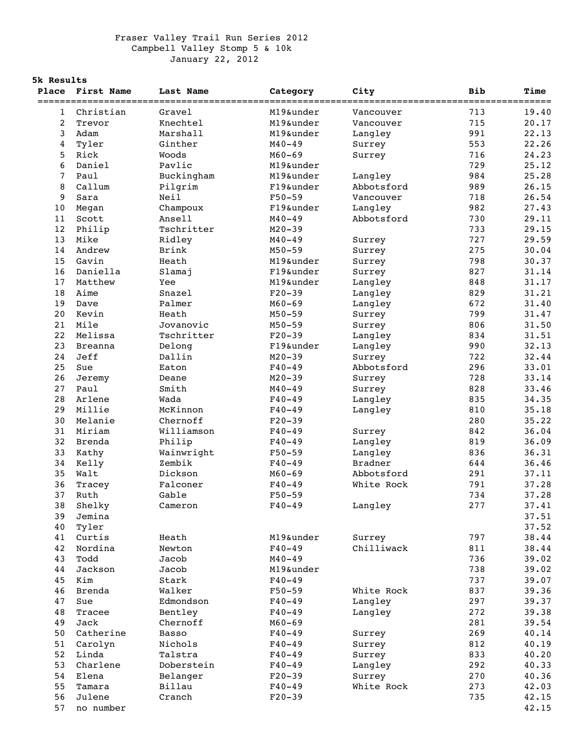Fraser Valley Trail Run Series 2012
Campbell Valley Stomp 5 & 10k
January 22, 2012

**5k Results**

| Place | First Name | Last Name | Category | City | Bib | Time |
|---|---|---|---|---|---|---|
| 1 | Christian | Gravel | M19&under | Vancouver | 713 | 19.40 |
| 2 | Trevor | Knechtel | M19&under | Vancouver | 715 | 20.17 |
| 3 | Adam | Marshall | M19&under | Langley | 991 | 22.13 |
| 4 | Tyler | Ginther | M40-49 | Surrey | 553 | 22.26 |
| 5 | Rick | Woods | M60-69 | Surrey | 716 | 24.23 |
| 6 | Daniel | Pavlic | M19&under | | 729 | 25.12 |
| 7 | Paul | Buckingham | M19&under | Langley | 984 | 25.28 |
| 8 | Callum | Pilgrim | F19&under | Abbotsford | 989 | 26.15 |
| 9 | Sara | Neil | F50-59 | Vancouver | 718 | 26.54 |
| 10 | Megan | Champoux | F19&under | Langley | 982 | 27.43 |
| 11 | Scott | Ansell | M40-49 | Abbotsford | 730 | 29.11 |
| 12 | Philip | Tschritter | M20-39 | | 733 | 29.15 |
| 13 | Mike | Ridley | M40-49 | Surrey | 727 | 29.59 |
| 14 | Andrew | Brink | M50-59 | Surrey | 275 | 30.04 |
| 15 | Gavin | Heath | M19&under | Surrey | 798 | 30.37 |
| 16 | Daniella | Slamaj | F19&under | Surrey | 827 | 31.14 |
| 17 | Matthew | Yee | M19&under | Langley | 848 | 31.17 |
| 18 | Aime | Snazel | F20-39 | Langley | 829 | 31.21 |
| 19 | Dave | Palmer | M60-69 | Langley | 672 | 31.40 |
| 20 | Kevin | Heath | M50-59 | Surrey | 799 | 31.47 |
| 21 | Mile | Jovanovic | M50-59 | Surrey | 806 | 31.50 |
| 22 | Melissa | Tschritter | F20-39 | Langley | 834 | 31.51 |
| 23 | Breanna | Delong | F19&under | Langley | 990 | 32.13 |
| 24 | Jeff | Dallin | M20-39 | Surrey | 722 | 32.44 |
| 25 | Sue | Eaton | F40-49 | Abbotsford | 296 | 33.01 |
| 26 | Jeremy | Deane | M20-39 | Surrey | 728 | 33.14 |
| 27 | Paul | Smith | M40-49 | Surrey | 828 | 33.46 |
| 28 | Arlene | Wada | F40-49 | Langley | 835 | 34.35 |
| 29 | Millie | McKinnon | F40-49 | Langley | 810 | 35.18 |
| 30 | Melanie | Chernoff | F20-39 | | 280 | 35.22 |
| 31 | Miriam | Williamson | F40-49 | Surrey | 842 | 36.04 |
| 32 | Brenda | Philip | F40-49 | Langley | 819 | 36.09 |
| 33 | Kathy | Wainwright | F50-59 | Langley | 836 | 36.31 |
| 34 | Kelly | Zembik | F40-49 | Bradner | 644 | 36.46 |
| 35 | Walt | Dickson | M60-69 | Abbotsford | 291 | 37.11 |
| 36 | Tracey | Falconer | F40-49 | White Rock | 791 | 37.28 |
| 37 | Ruth | Gable | F50-59 | | 734 | 37.28 |
| 38 | Shelky | Cameron | F40-49 | Langley | 277 | 37.41 |
| 39 | Jemina | | | | | 37.51 |
| 40 | Tyler | | | | | 37.52 |
| 41 | Curtis | Heath | M19&under | Surrey | 797 | 38.44 |
| 42 | Nordina | Newton | F40-49 | Chilliwack | 811 | 38.44 |
| 43 | Todd | Jacob | M40-49 | | 736 | 39.02 |
| 44 | Jackson | Jacob | M19&under | | 738 | 39.02 |
| 45 | Kim | Stark | F40-49 | | 737 | 39.07 |
| 46 | Brenda | Walker | F50-59 | White Rock | 837 | 39.36 |
| 47 | Sue | Edmondson | F40-49 | Langley | 297 | 39.37 |
| 48 | Tracee | Bentley | F40-49 | Langley | 272 | 39.38 |
| 49 | Jack | Chernoff | M60-69 | | 281 | 39.54 |
| 50 | Catherine | Basso | F40-49 | Surrey | 269 | 40.14 |
| 51 | Carolyn | Nichols | F40-49 | Surrey | 812 | 40.19 |
| 52 | Linda | Talstra | F40-49 | Surrey | 833 | 40.20 |
| 53 | Charlene | Doberstein | F40-49 | Langley | 292 | 40.33 |
| 54 | Elena | Belanger | F20-39 | Surrey | 270 | 40.36 |
| 55 | Tamara | Billau | F40-49 | White Rock | 273 | 42.03 |
| 56 | Julene | Cranch | F20-39 | | 735 | 42.15 |
| 57 | no number | | | | | 42.15 |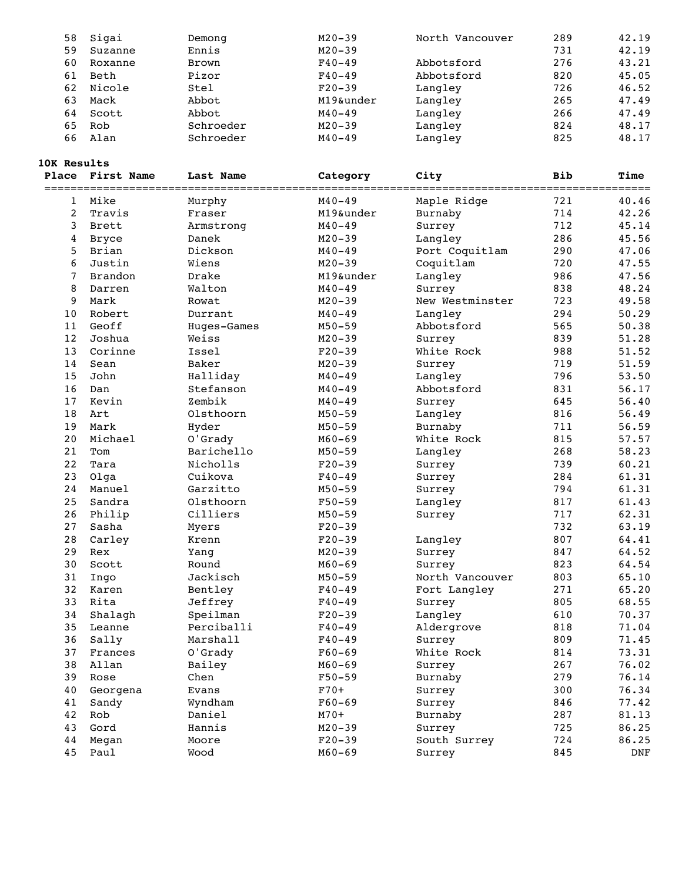| | | | | | | |
|---|---|---|---|---|---|---|
| 58 | Sigai | Demong | M20-39 | North Vancouver | 289 | 42.19 |
| 59 | Suzanne | Ennis | M20-39 | | 731 | 42.19 |
| 60 | Roxanne | Brown | F40-49 | Abbotsford | 276 | 43.21 |
| 61 | Beth | Pizor | F40-49 | Abbotsford | 820 | 45.05 |
| 62 | Nicole | Stel | F20-39 | Langley | 726 | 46.52 |
| 63 | Mack | Abbot | M19&under | Langley | 265 | 47.49 |
| 64 | Scott | Abbot | M40-49 | Langley | 266 | 47.49 |
| 65 | Rob | Schroeder | M20-39 | Langley | 824 | 48.17 |
| 66 | Alan | Schroeder | M40-49 | Langley | 825 | 48.17 |

**10K Results**

| Place | First Name | Last Name | Category | City | Bib | Time |
|---|---|---|---|---|---|---|
| 1 | Mike | Murphy | M40-49 | Maple Ridge | 721 | 40.46 |
| 2 | Travis | Fraser | M19&under | Burnaby | 714 | 42.26 |
| 3 | Brett | Armstrong | M40-49 | Surrey | 712 | 45.14 |
| 4 | Bryce | Danek | M20-39 | Langley | 286 | 45.56 |
| 5 | Brian | Dickson | M40-49 | Port Coquitlam | 290 | 47.06 |
| 6 | Justin | Wiens | M20-39 | Coquitlam | 720 | 47.55 |
| 7 | Brandon | Drake | M19&under | Langley | 986 | 47.56 |
| 8 | Darren | Walton | M40-49 | Surrey | 838 | 48.24 |
| 9 | Mark | Rowat | M20-39 | New Westminster | 723 | 49.58 |
| 10 | Robert | Durrant | M40-49 | Langley | 294 | 50.29 |
| 11 | Geoff | Huges-Games | M50-59 | Abbotsford | 565 | 50.38 |
| 12 | Joshua | Weiss | M20-39 | Surrey | 839 | 51.28 |
| 13 | Corinne | Issel | F20-39 | White Rock | 988 | 51.52 |
| 14 | Sean | Baker | M20-39 | Surrey | 719 | 51.59 |
| 15 | John | Halliday | M40-49 | Langley | 796 | 53.50 |
| 16 | Dan | Stefanson | M40-49 | Abbotsford | 831 | 56.17 |
| 17 | Kevin | Zembik | M40-49 | Surrey | 645 | 56.40 |
| 18 | Art | Olsthoorn | M50-59 | Langley | 816 | 56.49 |
| 19 | Mark | Hyder | M50-59 | Burnaby | 711 | 56.59 |
| 20 | Michael | O'Grady | M60-69 | White Rock | 815 | 57.57 |
| 21 | Tom | Barichello | M50-59 | Langley | 268 | 58.23 |
| 22 | Tara | Nicholls | F20-39 | Surrey | 739 | 60.21 |
| 23 | Olga | Cuikova | F40-49 | Surrey | 284 | 61.31 |
| 24 | Manuel | Garzitto | M50-59 | Surrey | 794 | 61.31 |
| 25 | Sandra | Olsthoorn | F50-59 | Langley | 817 | 61.43 |
| 26 | Philip | Cilliers | M50-59 | Surrey | 717 | 62.31 |
| 27 | Sasha | Myers | F20-39 | | 732 | 63.19 |
| 28 | Carley | Krenn | F20-39 | Langley | 807 | 64.41 |
| 29 | Rex | Yang | M20-39 | Surrey | 847 | 64.52 |
| 30 | Scott | Round | M60-69 | Surrey | 823 | 64.54 |
| 31 | Ingo | Jackisch | M50-59 | North Vancouver | 803 | 65.10 |
| 32 | Karen | Bentley | F40-49 | Fort Langley | 271 | 65.20 |
| 33 | Rita | Jeffrey | F40-49 | Surrey | 805 | 68.55 |
| 34 | Shalagh | Speilman | F20-39 | Langley | 610 | 70.37 |
| 35 | Leanne | Perciballi | F40-49 | Aldergrove | 818 | 71.04 |
| 36 | Sally | Marshall | F40-49 | Surrey | 809 | 71.45 |
| 37 | Frances | O'Grady | F60-69 | White Rock | 814 | 73.31 |
| 38 | Allan | Bailey | M60-69 | Surrey | 267 | 76.02 |
| 39 | Rose | Chen | F50-59 | Burnaby | 279 | 76.14 |
| 40 | Georgena | Evans | F70+ | Surrey | 300 | 76.34 |
| 41 | Sandy | Wyndham | F60-69 | Surrey | 846 | 77.42 |
| 42 | Rob | Daniel | M70+ | Burnaby | 287 | 81.13 |
| 43 | Gord | Hannis | M20-39 | Surrey | 725 | 86.25 |
| 44 | Megan | Moore | F20-39 | South Surrey | 724 | 86.25 |
| 45 | Paul | Wood | M60-69 | Surrey | 845 | DNF |